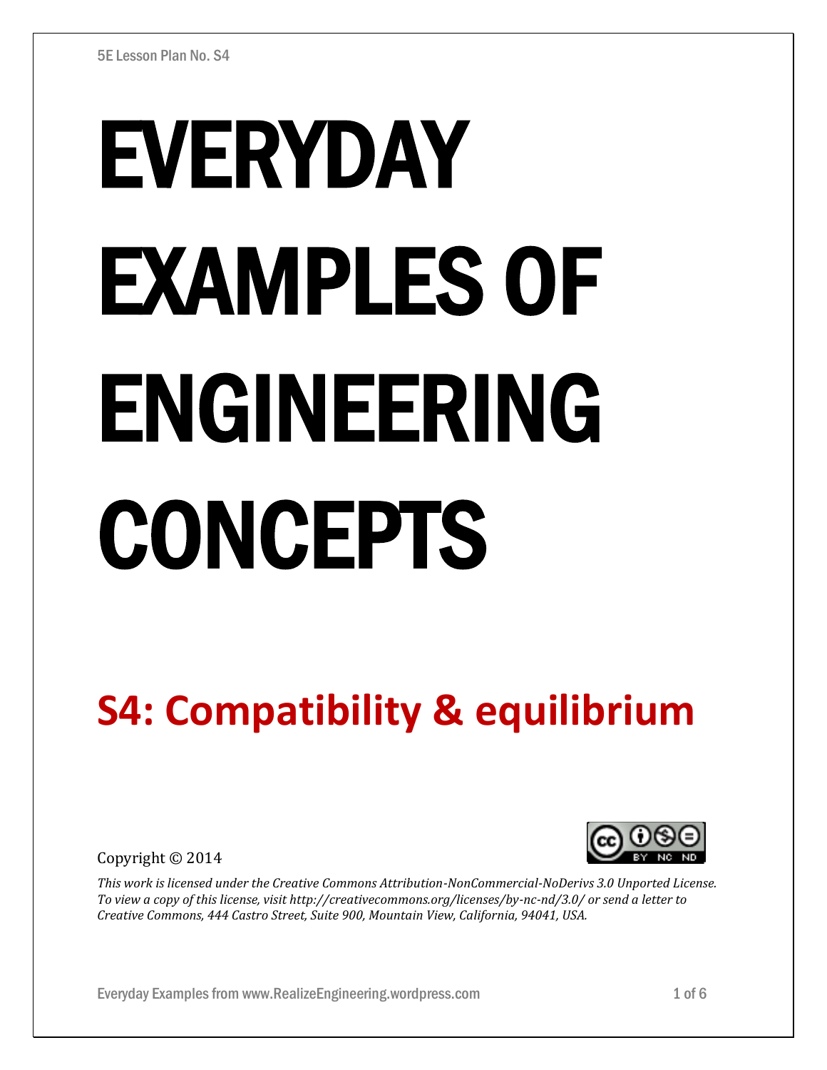5E Lesson Plan No. S4

# EVERYDAY EXAMPLES OF ENGINEERING CONCEPTS

## S4: Compatibility & equilibrium

Copyright © 2014

*This work is licensed under the Creative Commons Attribution-NonCommercial-NoDerivs 3.0 Unported License. To view a copy of this license, visit http://creativecommons.org/licenses/by-nc-nd/3.0/ or send a letter to Creative Commons, 444 Castro Street, Suite 900, Mountain View, California, 94041, USA.*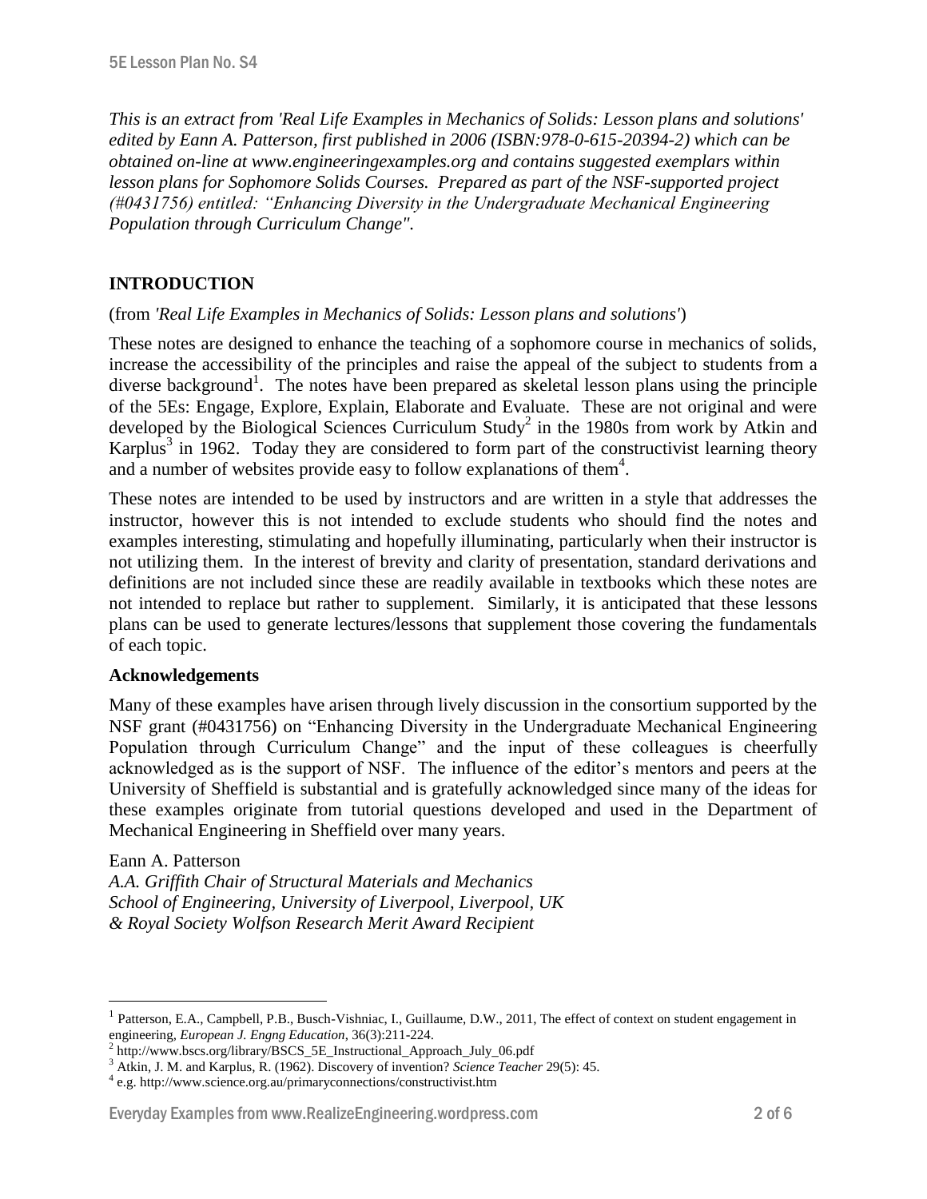*This is an extract from 'Real Life Examples in Mechanics of Solids: Lesson plans and solutions' edited by Eann A. Patterson, first published in 2006 (ISBN:978-0-615-20394-2) which can be obtained on-line at www.engineeringexamples.org and contains suggested exemplars within lesson plans for Sophomore Solids Courses. Prepared as part of the NSF-supported project (#0431756) entitled: "Enhancing Diversity in the Undergraduate Mechanical Engineering Population through Curriculum Change".*

## INTRODUCTION

(from *'Real Life Examples in Mechanics of Solids: Lesson plans and solutions'*)

These notes are designed to enhance the teaching of a sophomore course in mechanics of solids, increase the accessibility of the principles and raise the appeal of the subject to students from a diverse background[1]. The notes have been prepared as skeletal lesson plans using the principle of the 5Es: Engage, Explore, Explain, Elaborate and Evaluate. These are not original and were developed by the Biological Sciences Curriculum Study[2] in the 1980s from work by Atkin and Karplus[3] in 1962. Today they are considered to form part of the constructivist learning theory and a number of websites provide easy to follow explanations of them[4].

These notes are intended to be used by instructors and are written in a style that addresses the instructor, however this is not intended to exclude students who should find the notes and examples interesting, stimulating and hopefully illuminating, particularly when their instructor is not utilizing them. In the interest of brevity and clarity of presentation, standard derivations and definitions are not included since these are readily available in textbooks which these notes are not intended to replace but rather to supplement. Similarly, it is anticipated that these lessons plans can be used to generate lectures/lessons that supplement those covering the fundamentals of each topic.

### Acknowledgements

Many of these examples have arisen through lively discussion in the consortium supported by the NSF grant (#0431756) on "Enhancing Diversity in the Undergraduate Mechanical Engineering Population through Curriculum Change" and the input of these colleagues is cheerfully acknowledged as is the support of NSF. The influence of the editor's mentors and peers at the University of Sheffield is substantial and is gratefully acknowledged since many of the ideas for these examples originate from tutorial questions developed and used in the Department of Mechanical Engineering in Sheffield over many years.

Eann A. Patterson
*A.A. Griffith Chair of Structural Materials and Mechanics*
*School of Engineering, University of Liverpool, Liverpool, UK*
*& Royal Society Wolfson Research Merit Award Recipient*

---

[1] Patterson, E.A., Campbell, P.B., Busch-Vishniac, I., Guillaume, D.W., 2011, The effect of context on student engagement in engineering, *European J. Engng Education*, 36(3):211-224.

[2] http://www.bscs.org/library/BSCS_5E_Instructional_Approach_July_06.pdf

[3] Atkin, J. M. and Karplus, R. (1962). Discovery of invention? *Science Teacher* 29(5): 45.

[4] e.g. http://www.science.org.au/primaryconnections/constructivist.htm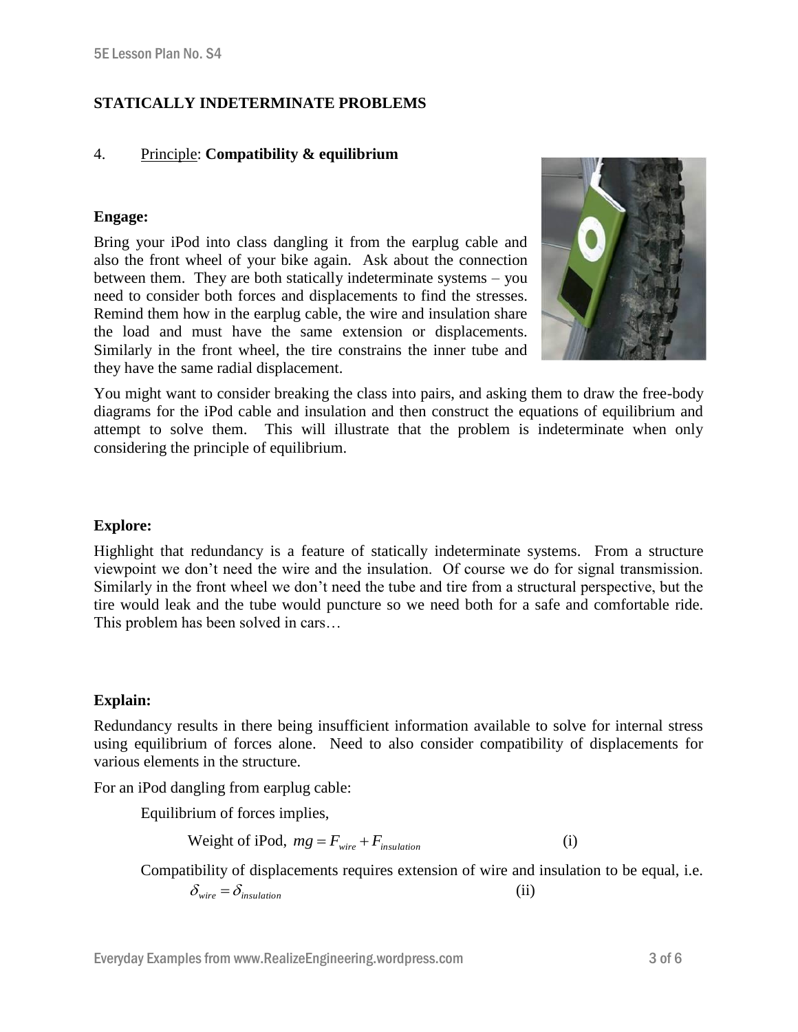5E Lesson Plan No. S4

## STATICALLY INDETERMINATE PROBLEMS

4. Principle: **Compatibility & equilibrium**

**Engage:**

Bring your iPod into class dangling it from the earplug cable and also the front wheel of your bike again. Ask about the connection between them. They are both statically indeterminate systems – you need to consider both forces and displacements to find the stresses. Remind them how in the earplug cable, the wire and insulation share the load and must have the same extension or displacements. Similarly in the front wheel, the tire constrains the inner tube and they have the same radial displacement.

You might want to consider breaking the class into pairs, and asking them to draw the free-body diagrams for the iPod cable and insulation and then construct the equations of equilibrium and attempt to solve them. This will illustrate that the problem is indeterminate when only considering the principle of equilibrium.

**Explore:**

Highlight that redundancy is a feature of statically indeterminate systems. From a structure viewpoint we don't need the wire and the insulation. Of course we do for signal transmission. Similarly in the front wheel we don't need the tube and tire from a structural perspective, but the tire would leak and the tube would puncture so we need both for a safe and comfortable ride. This problem has been solved in cars…

**Explain:**

Redundancy results in there being insufficient information available to solve for internal stress using equilibrium of forces alone. Need to also consider compatibility of displacements for various elements in the structure.

For an iPod dangling from earplug cable:

Equilibrium of forces implies,

$$\text{Weight of iPod, } mg = F_{wire} + F_{insulation} \qquad \text{(i)}$$

Compatibility of displacements requires extension of wire and insulation to be equal, i.e.

$$\delta_{wire} = \delta_{insulation} \qquad \text{(ii)}$$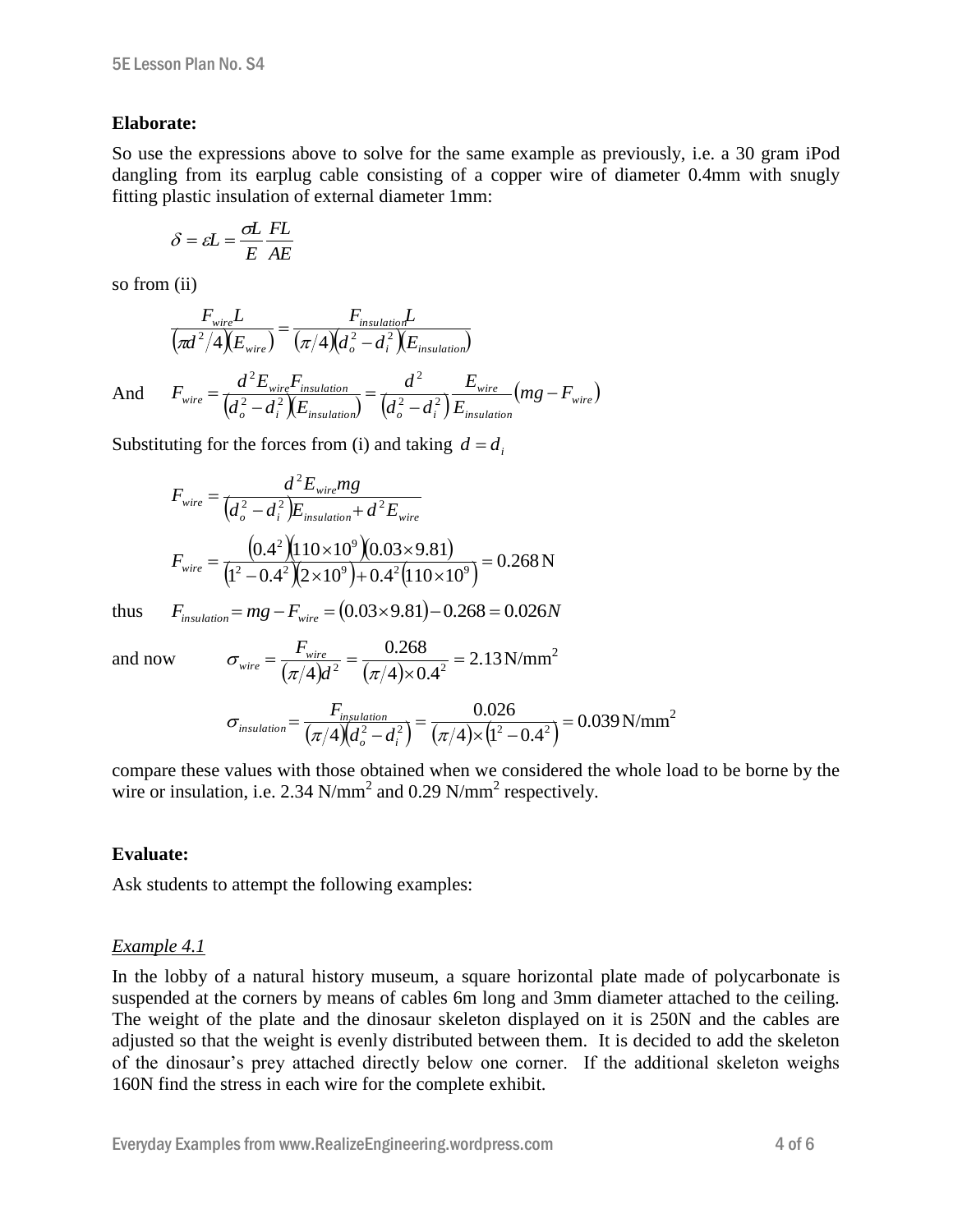**Elaborate:**

So use the expressions above to solve for the same example as previously, i.e. a 30 gram iPod dangling from its earplug cable consisting of a copper wire of diameter 0.4mm with snugly fitting plastic insulation of external diameter 1mm:

$$\delta = \varepsilon L = \frac{\sigma L}{E} \frac{FL}{AE}$$

so from (ii)

$$\frac{F_{wire} L}{(\pi d^2/4)(E_{wire})} = \frac{F_{insulation} L}{(\pi/4)(d_o^2 - d_i^2)(E_{insulation})}$$

And $$F_{wire} = \frac{d^2 E_{wire} F_{insulation}}{(d_o^2 - d_i^2)(E_{insulation})} = \frac{d^2}{(d_o^2 - d_i^2)} \frac{E_{wire}}{E_{insulation}} (mg - F_{wire})$$

Substituting for the forces from (i) and taking $d = d_i$

$$F_{wire} = \frac{d^2 E_{wire} mg}{(d_o^2 - d_i^2) E_{insulation} + d^2 E_{wire}}$$

$$F_{wire} = \frac{(0.4^2)(110 \times 10^9)(0.03 \times 9.81)}{(1^2 - 0.4^2)(2 \times 10^9) + 0.4^2 (110 \times 10^9)} = 0.268\,\text{N}$$

thus $$F_{insulation} = mg - F_{wire} = (0.03 \times 9.81) - 0.268 = 0.026N$$

and now $$\sigma_{wire} = \frac{F_{wire}}{(\pi/4) d^2} = \frac{0.268}{(\pi/4) \times 0.4^2} = 2.13\,\text{N/mm}^2$$

$$\sigma_{insulation} = \frac{F_{insulation}}{(\pi/4)(d_o^2 - d_i^2)} = \frac{0.026}{(\pi/4) \times (1^2 - 0.4^2)} = 0.039\,\text{N/mm}^2$$

compare these values with those obtained when we considered the whole load to be borne by the wire or insulation, i.e. 2.34 $\text{N/mm}^2$ and 0.29 $\text{N/mm}^2$ respectively.

**Evaluate:**

Ask students to attempt the following examples:

*Example 4.1*

In the lobby of a natural history museum, a square horizontal plate made of polycarbonate is suspended at the corners by means of cables 6m long and 3mm diameter attached to the ceiling. The weight of the plate and the dinosaur skeleton displayed on it is 250N and the cables are adjusted so that the weight is evenly distributed between them. It is decided to add the skeleton of the dinosaur's prey attached directly below one corner. If the additional skeleton weighs 160N find the stress in each wire for the complete exhibit.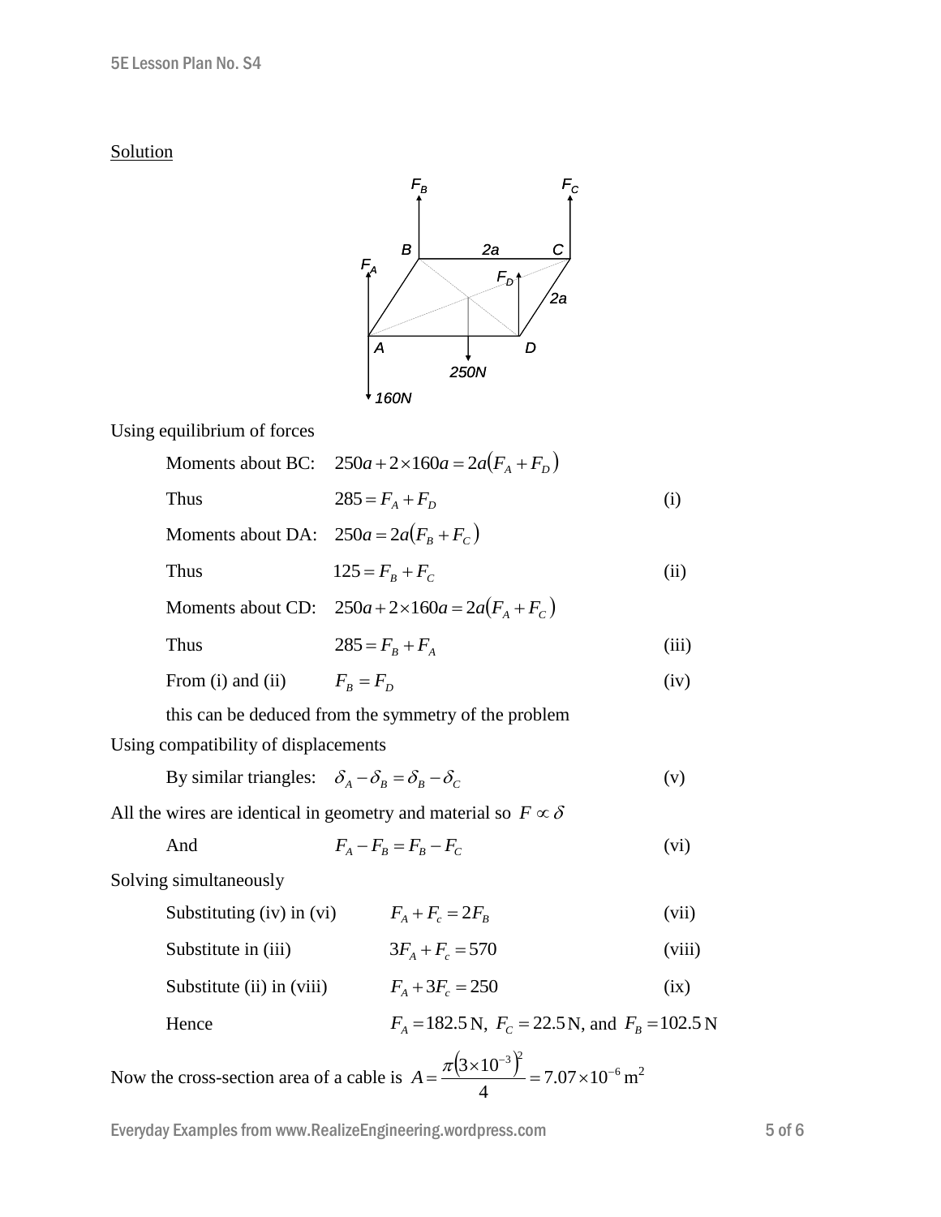Solution

Using equilibrium of forces

Moments about BC: $250a + 2\times 160a = 2a(F_A + F_D)$

Thus $285 = F_A + F_D$ (i)

Moments about DA: $250a = 2a(F_B + F_C)$

Thus $125 = F_B + F_C$ (ii)

Moments about CD: $250a + 2\times 160a = 2a(F_A + F_C)$

Thus $285 = F_B + F_A$ (iii)

From (i) and (ii) $F_B = F_D$ (iv)

this can be deduced from the symmetry of the problem

Using compatibility of displacements

By similar triangles: $\delta_A - \delta_B = \delta_B - \delta_C$ (v)

All the wires are identical in geometry and material so $F \propto \delta$

And $F_A - F_B = F_B - F_C$ (vi)

Solving simultaneously

Substituting (iv) in (vi) $F_A + F_c = 2F_B$ (vii)

Substitute in (iii) $3F_A + F_c = 570$ (viii)

Substitute (ii) in (viii) $F_A + 3F_c = 250$ (ix)

Hence $F_A = 182.5\,\text{N},\ F_C = 22.5\,\text{N}$, and $F_B = 102.5\,\text{N}$

Now the cross-section area of a cable is $A = \dfrac{\pi\left(3\times 10^{-3}\right)^2}{4} = 7.07\times 10^{-6}\,\text{m}^2$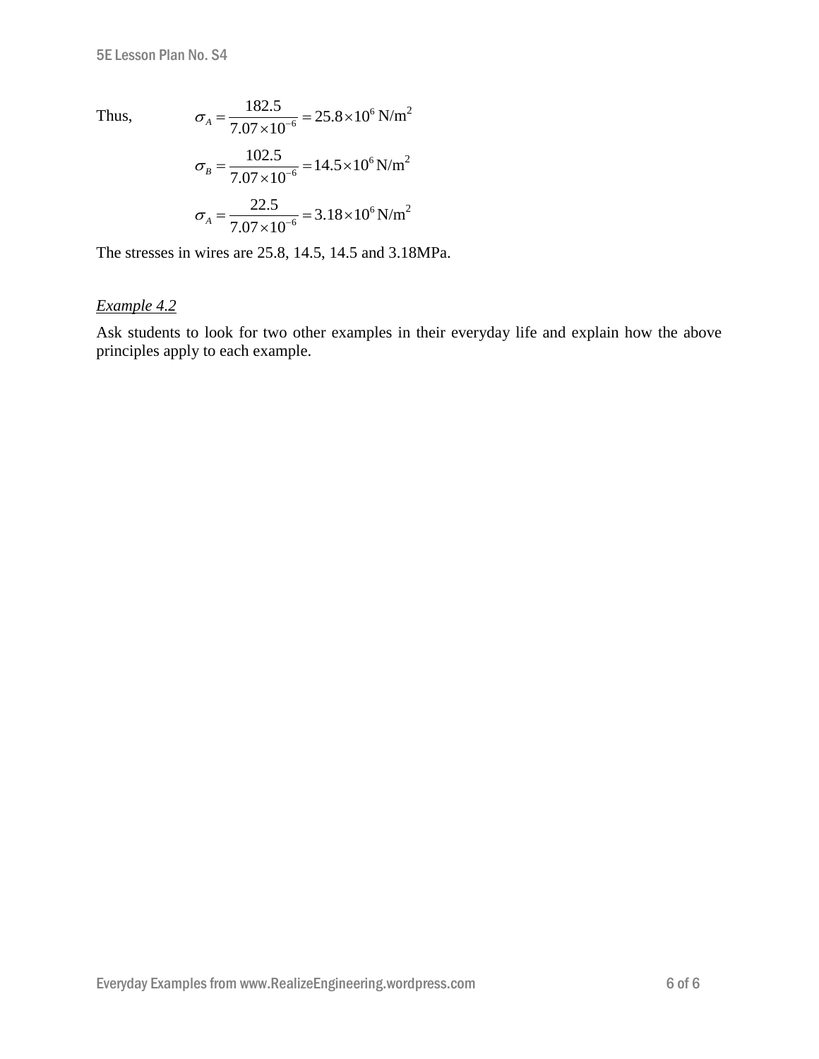Thus,

$$\sigma_A = \frac{182.5}{7.07 \times 10^{-6}} = 25.8 \times 10^6 \text{ N/m}^2$$

$$\sigma_B = \frac{102.5}{7.07 \times 10^{-6}} = 14.5 \times 10^6 \text{ N/m}^2$$

$$\sigma_A = \frac{22.5}{7.07 \times 10^{-6}} = 3.18 \times 10^6 \text{ N/m}^2$$

The stresses in wires are 25.8, 14.5, 14.5 and 3.18MPa.

*Example 4.2*

Ask students to look for two other examples in their everyday life and explain how the above principles apply to each example.